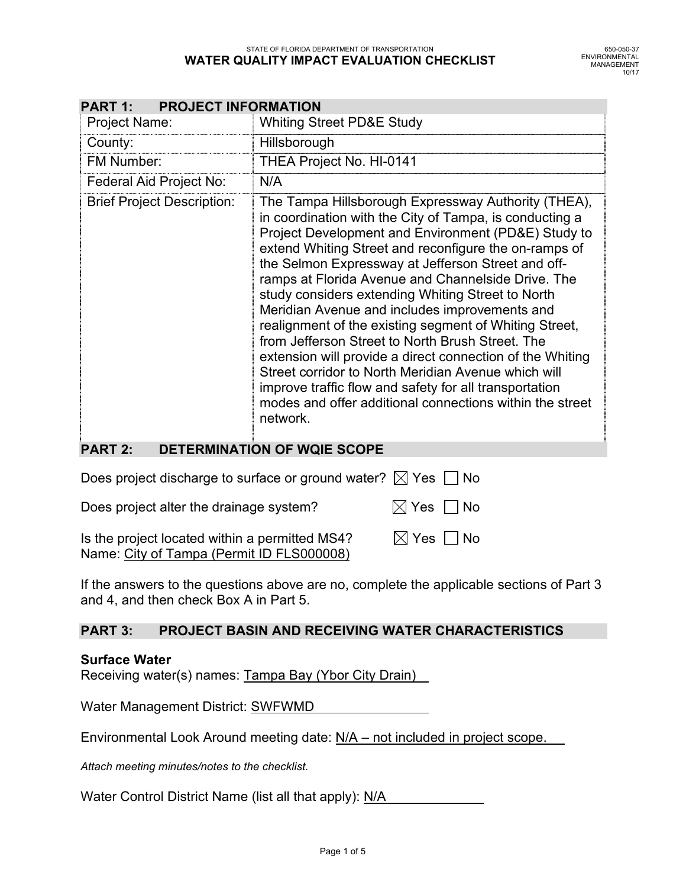STATE OF FLORIDA DEPARTMENT OF TRANSPORTATION

# WATER QUALITY IMPACT EVALUATION CHECKLIST

650-050-37
ENVIRONMENTAL
MANAGEMENT
10/17

## PART 1: PROJECT INFORMATION

| | |
|---|---|
| Project Name: | Whiting Street PD&E Study |
| County: | Hillsborough |
| FM Number: | THEA Project No. HI-0141 |
| Federal Aid Project No: | N/A |
| Brief Project Description: | The Tampa Hillsborough Expressway Authority (THEA), in coordination with the City of Tampa, is conducting a Project Development and Environment (PD&E) Study to extend Whiting Street and reconfigure the on-ramps of the Selmon Expressway at Jefferson Street and off-ramps at Florida Avenue and Channelside Drive. The study considers extending Whiting Street to North Meridian Avenue and includes improvements and realignment of the existing segment of Whiting Street, from Jefferson Street to North Brush Street. The extension will provide a direct connection of the Whiting Street corridor to North Meridian Avenue which will improve traffic flow and safety for all transportation modes and offer additional connections within the street network. |

## PART 2: DETERMINATION OF WQIE SCOPE

Does project discharge to surface or ground water? ☒ Yes ☐ No

Does project alter the drainage system? ☒ Yes ☐ No

Is the project located within a permitted MS4? ☒ Yes ☐ No
Name: City of Tampa (Permit ID FLS000008)

If the answers to the questions above are no, complete the applicable sections of Part 3 and 4, and then check Box A in Part 5.

## PART 3: PROJECT BASIN AND RECEIVING WATER CHARACTERISTICS

**Surface Water**

Receiving water(s) names: Tampa Bay (Ybor City Drain)

Water Management District: SWFWMD

Environmental Look Around meeting date: N/A – not included in project scope.

*Attach meeting minutes/notes to the checklist.*

Water Control District Name (list all that apply): N/A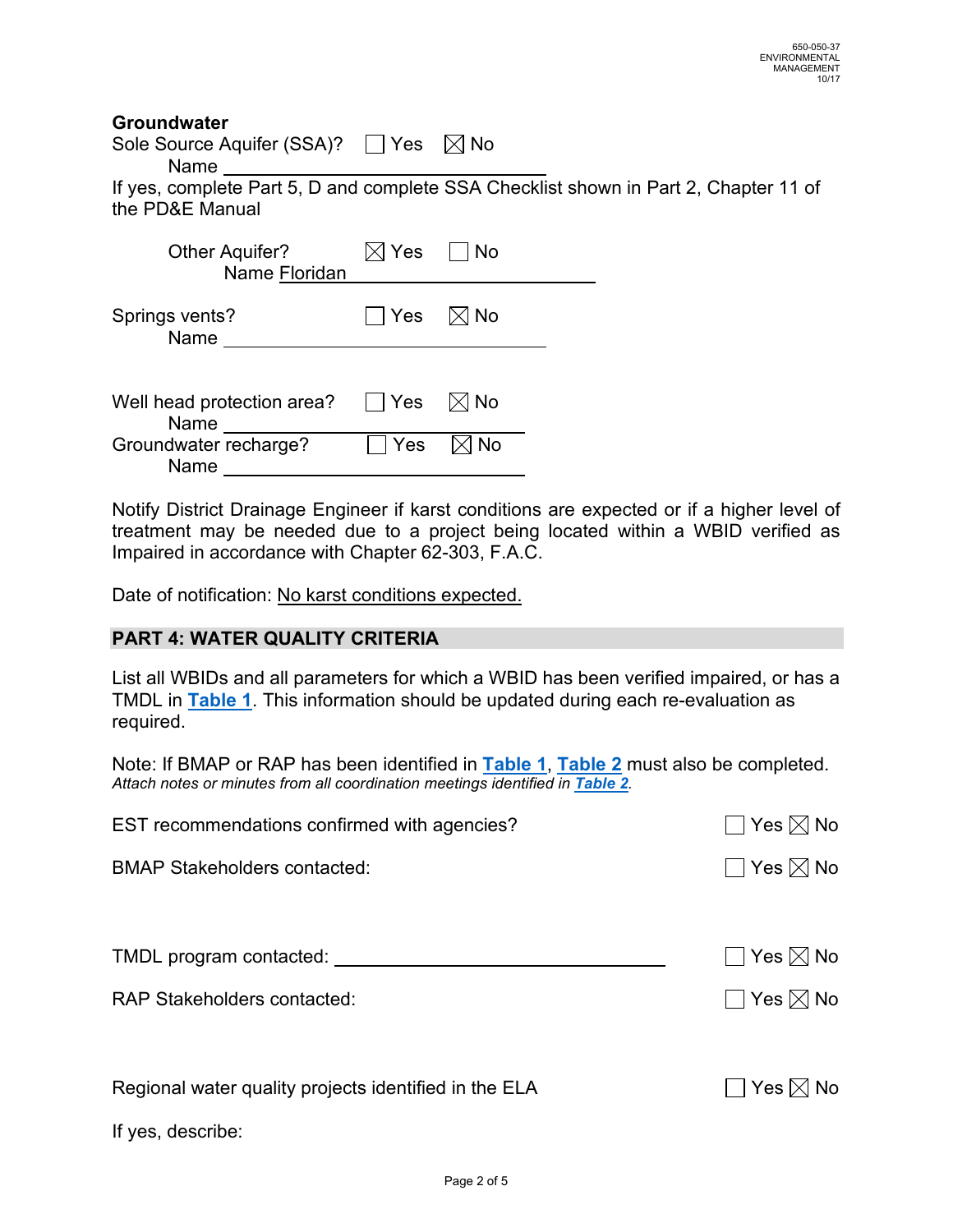## Groundwater

Sole Source Aquifer (SSA)? ☐ Yes ☒ No

Name \_\_\_\_\_\_\_\_\_\_\_\_\_\_\_\_\_\_\_\_

If yes, complete Part 5, D and complete SSA Checklist shown in Part 2, Chapter 11 of the PD&E Manual

Other Aquifer? ☒ Yes ☐ No

Name Floridan

Springs vents? ☐ Yes ☒ No

Name \_\_\_\_\_\_\_\_\_\_\_\_\_\_\_\_\_\_\_\_

Well head protection area? ☐ Yes ☒ No

Name \_\_\_\_\_\_\_\_\_\_\_\_\_\_\_\_\_\_\_\_

Groundwater recharge? ☐ Yes ☒ No

Name \_\_\_\_\_\_\_\_\_\_\_\_\_\_\_\_\_\_\_\_

Notify District Drainage Engineer if karst conditions are expected or if a higher level of treatment may be needed due to a project being located within a WBID verified as Impaired in accordance with Chapter 62-303, F.A.C.

Date of notification: No karst conditions expected.

## PART 4: WATER QUALITY CRITERIA

List all WBIDs and all parameters for which a WBID has been verified impaired, or has a TMDL in **Table 1**. This information should be updated during each re-evaluation as required.

Note: If BMAP or RAP has been identified in **Table 1**, **Table 2** must also be completed.
*Attach notes or minutes from all coordination meetings identified in* ***Table 2***.

EST recommendations confirmed with agencies? ☐ Yes ☒ No

BMAP Stakeholders contacted: ☐ Yes ☒ No

TMDL program contacted: \_\_\_\_\_\_\_\_\_\_\_\_\_\_\_\_\_\_\_\_ ☐ Yes ☒ No

RAP Stakeholders contacted: ☐ Yes ☒ No

Regional water quality projects identified in the ELA ☐ Yes ☒ No

If yes, describe: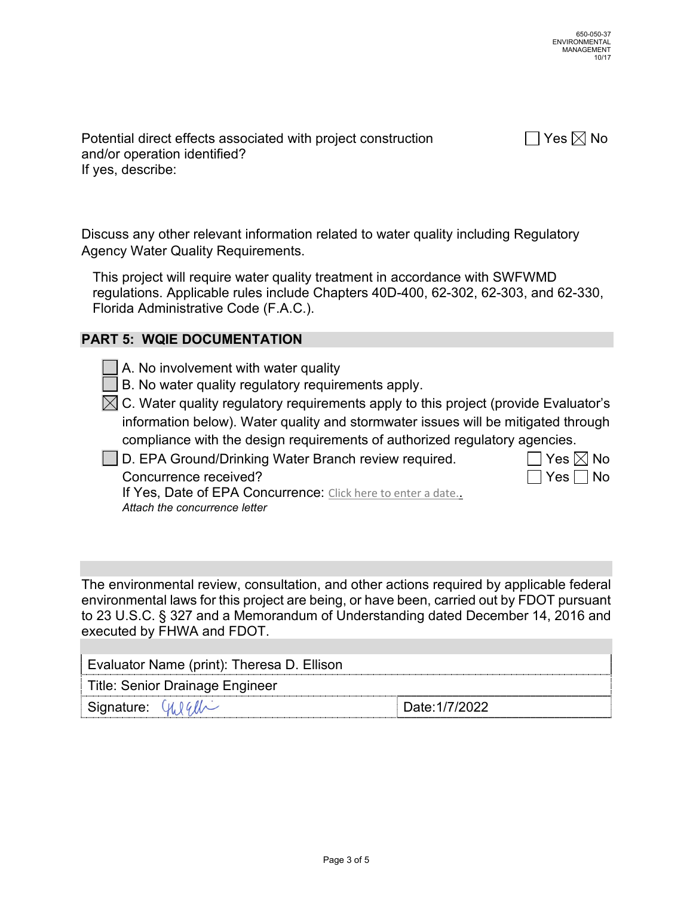Potential direct effects associated with project construction and/or operation identified? ☐ Yes ☒ No

If yes, describe:

Discuss any other relevant information related to water quality including Regulatory Agency Water Quality Requirements.

This project will require water quality treatment in accordance with SWFWMD regulations. Applicable rules include Chapters 40D-400, 62-302, 62-303, and 62-330, Florida Administrative Code (F.A.C.).

## PART 5: WQIE DOCUMENTATION

☐ A. No involvement with water quality

☐ B. No water quality regulatory requirements apply.

☒ C. Water quality regulatory requirements apply to this project (provide Evaluator's information below). Water quality and stormwater issues will be mitigated through compliance with the design requirements of authorized regulatory agencies.

☐ D. EPA Ground/Drinking Water Branch review required. ☐ Yes ☒ No

Concurrence received? ☐ Yes ☐ No

If Yes, Date of EPA Concurrence: Click here to enter a date..

*Attach the concurrence letter*

The environmental review, consultation, and other actions required by applicable federal environmental laws for this project are being, or have been, carried out by FDOT pursuant to 23 U.S.C. § 327 and a Memorandum of Understanding dated December 14, 2016 and executed by FHWA and FDOT.

| Evaluator Name (print): Theresa D. Ellison | |
|---|---|
| Title: Senior Drainage Engineer | |
| Signature: | Date:1/7/2022 |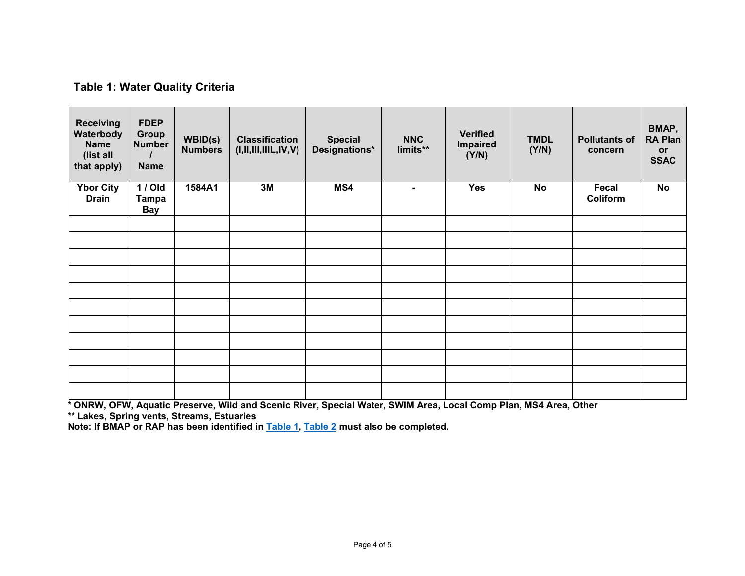### Table 1: Water Quality Criteria

| Receiving Waterbody Name (list all that apply) | FDEP Group Number / Name | WBID(s) Numbers | Classification (I,II,III,IIIL,IV,V) | Special Designations* | NNC limits** | Verified Impaired (Y/N) | TMDL (Y/N) | Pollutants of concern | BMAP, RA Plan or SSAC |
|---|---|---|---|---|---|---|---|---|---|
| Ybor City Drain | 1 / Old Tampa Bay | 1584A1 | 3M | MS4 | - | Yes | No | Fecal Coliform | No |
| | | | | | | | | | |
| | | | | | | | | | |
| | | | | | | | | | |
| | | | | | | | | | |
| | | | | | | | | | |
| | | | | | | | | | |
| | | | | | | | | | |
| | | | | | | | | | |
| | | | | | | | | | |
| | | | | | | | | | |
| | | | | | | | | | |

**\* ONRW, OFW, Aquatic Preserve, Wild and Scenic River, Special Water, SWIM Area, Local Comp Plan, MS4 Area, Other**

**\*\* Lakes, Spring vents, Streams, Estuaries**

**Note: If BMAP or RAP has been identified in Table 1, Table 2 must also be completed.**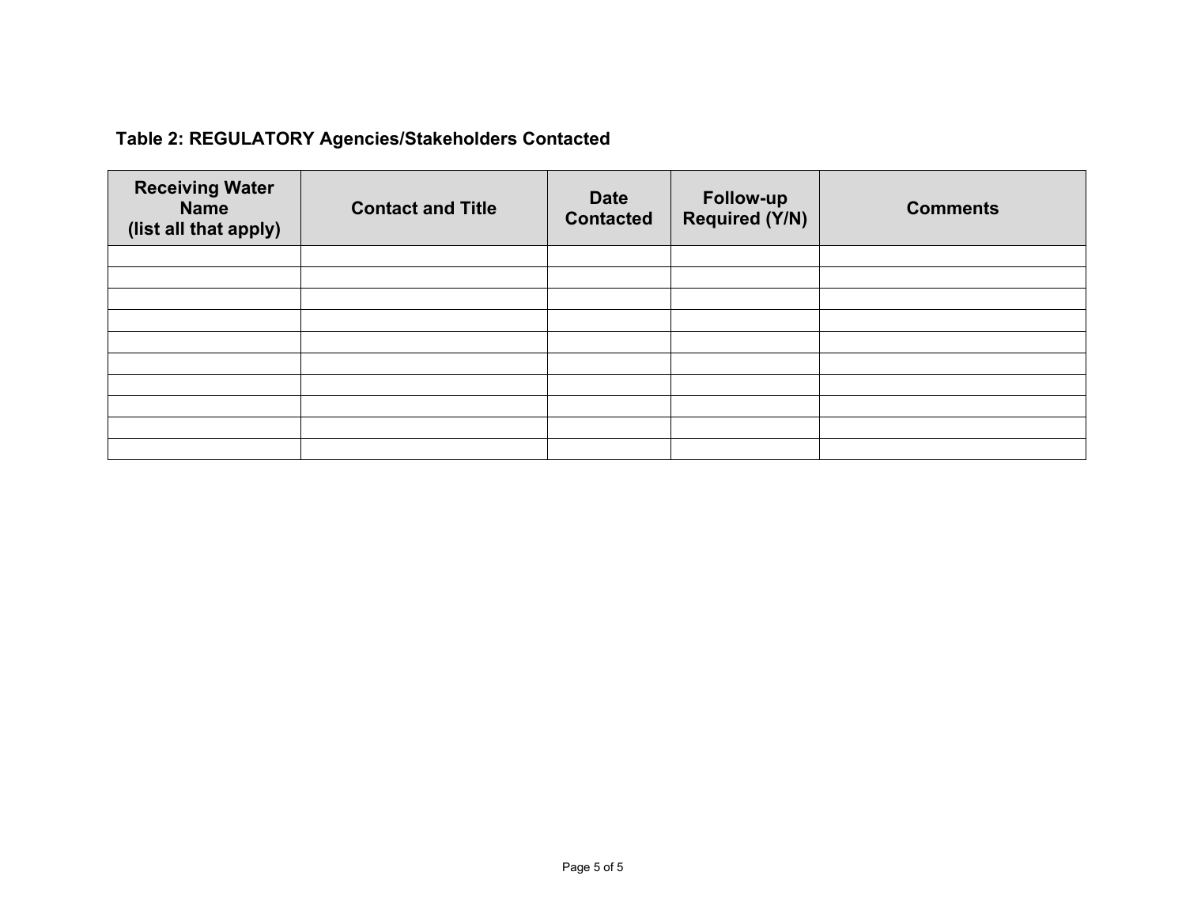**Table 2: REGULATORY Agencies/Stakeholders Contacted**

| Receiving Water Name (list all that apply) | Contact and Title | Date Contacted | Follow-up Required (Y/N) | Comments |
|---|---|---|---|---|
| | | | | |
| | | | | |
| | | | | |
| | | | | |
| | | | | |
| | | | | |
| | | | | |
| | | | | |
| | | | | |
| | | | | |